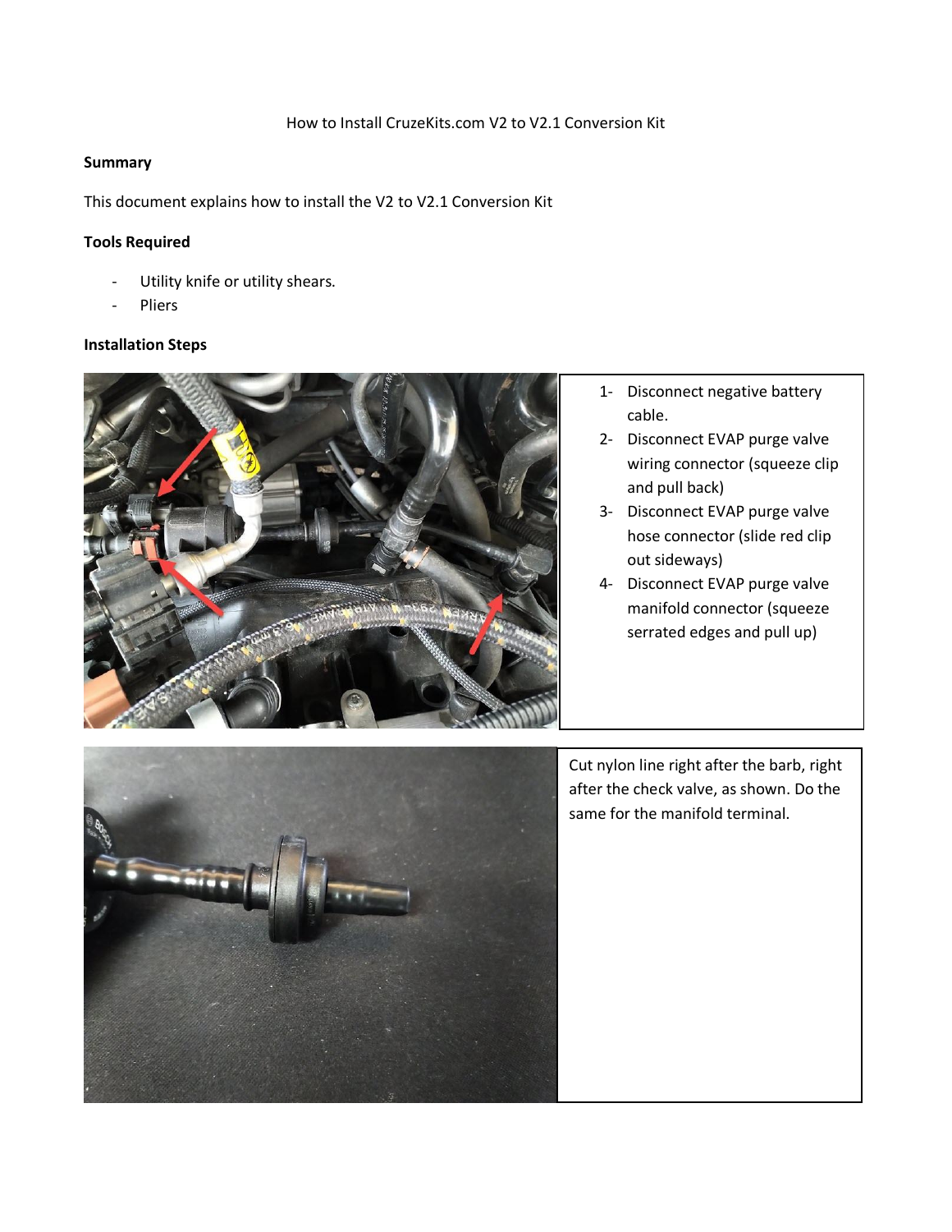How to Install CruzeKits.com V2 to V2.1 Conversion Kit

**Summary**

This document explains how to install the V2 to V2.1 Conversion Kit

**Tools Required**

- Utility knife or utility shears.
- Pliers

**Installation Steps**

1- Disconnect negative battery cable.
2- Disconnect EVAP purge valve wiring connector (squeeze clip and pull back)
3- Disconnect EVAP purge valve hose connector (slide red clip out sideways)
4- Disconnect EVAP purge valve manifold connector (squeeze serrated edges and pull up)

Cut nylon line right after the barb, right after the check valve, as shown. Do the same for the manifold terminal.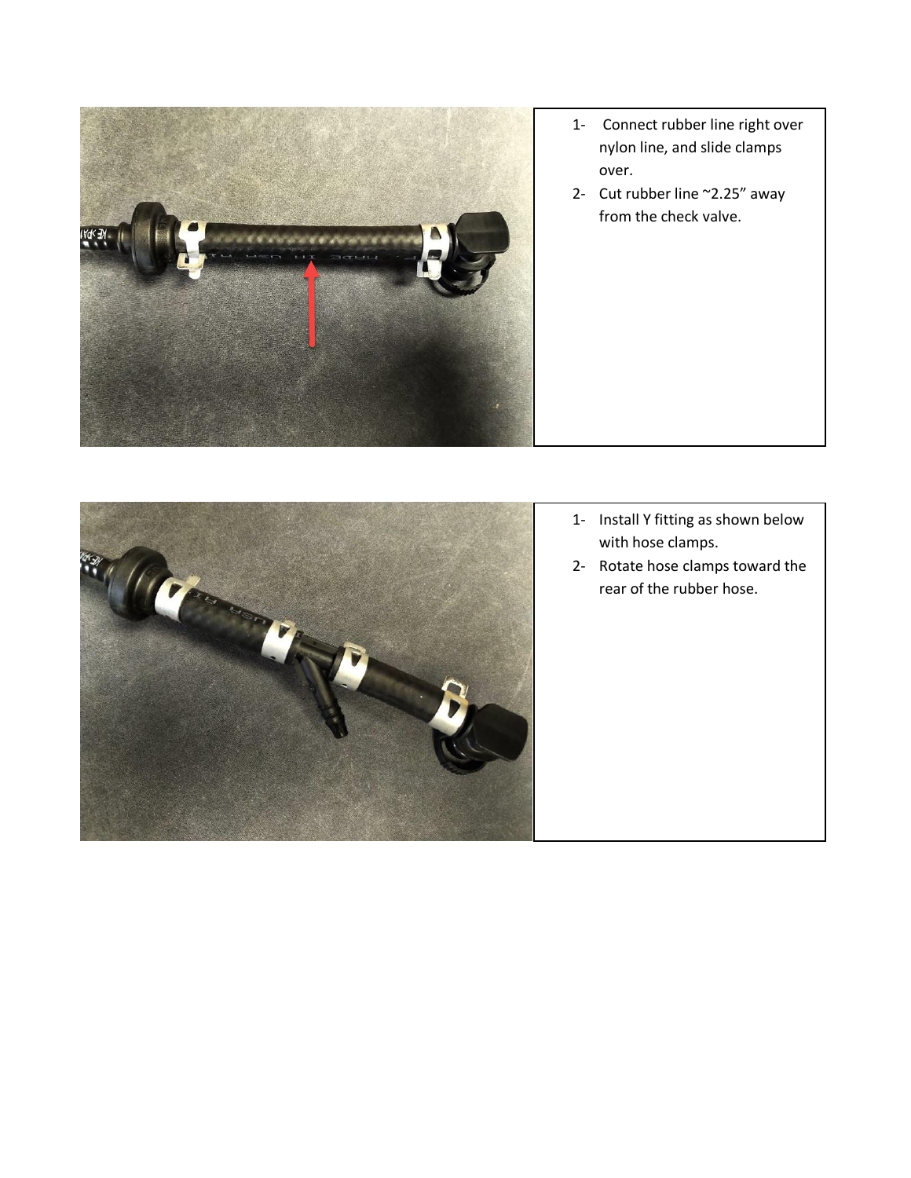1. Connect rubber line right over nylon line, and slide clamps over.
2. Cut rubber line ~2.25” away from the check valve.

1. Install Y fitting as shown below with hose clamps.
2. Rotate hose clamps toward the rear of the rubber hose.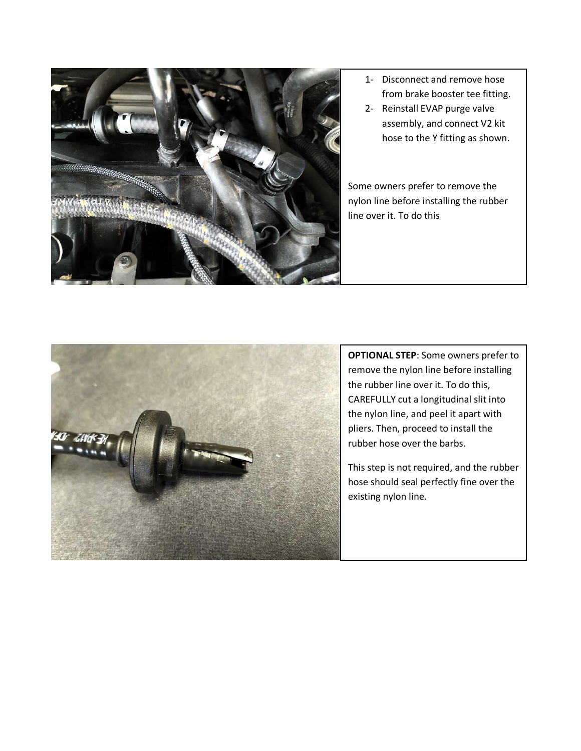1- Disconnect and remove hose from brake booster tee fitting.
2- Reinstall EVAP purge valve assembly, and connect V2 kit hose to the Y fitting as shown.

Some owners prefer to remove the nylon line before installing the rubber line over it. To do this

**OPTIONAL STEP**: Some owners prefer to remove the nylon line before installing the rubber line over it. To do this, CAREFULLY cut a longitudinal slit into the nylon line, and peel it apart with pliers. Then, proceed to install the rubber hose over the barbs.

This step is not required, and the rubber hose should seal perfectly fine over the existing nylon line.